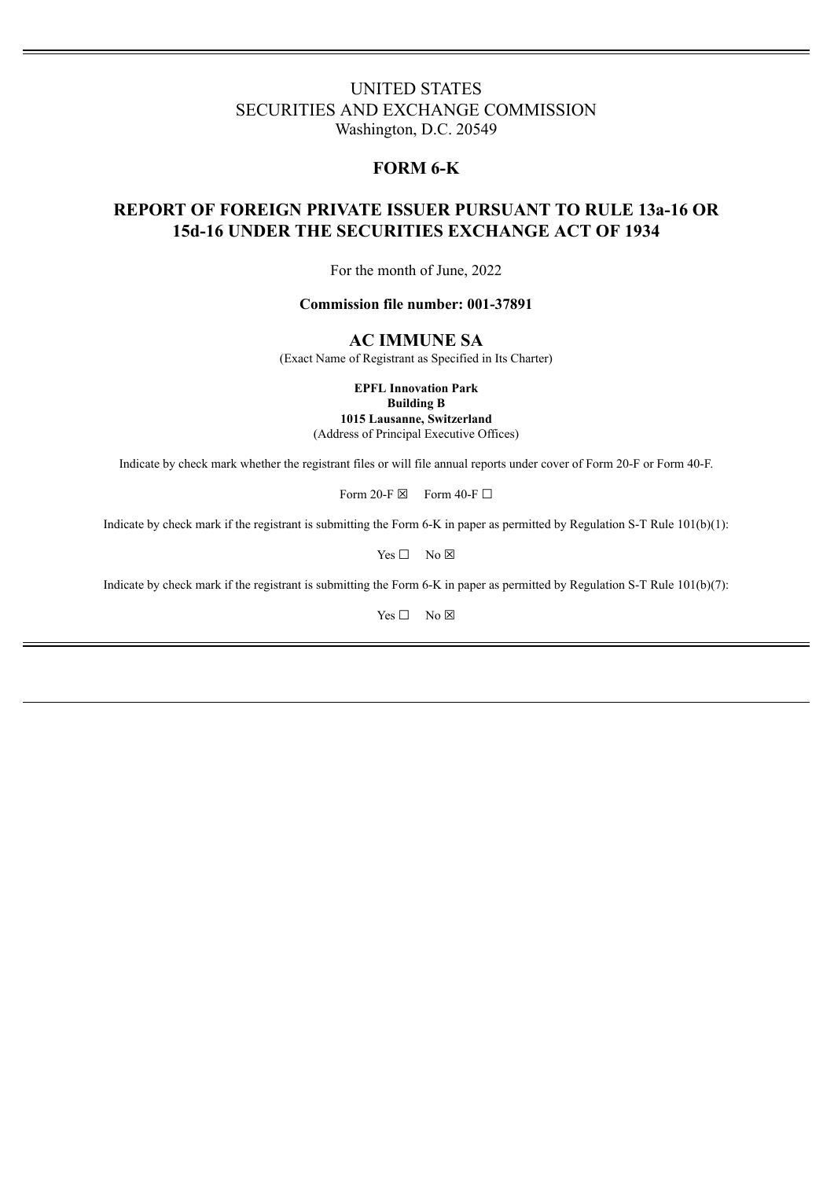UNITED STATES
SECURITIES AND EXCHANGE COMMISSION
Washington, D.C. 20549

# FORM 6-K

## REPORT OF FOREIGN PRIVATE ISSUER PURSUANT TO RULE 13a-16 OR 15d-16 UNDER THE SECURITIES EXCHANGE ACT OF 1934

For the month of June, 2022

**Commission file number: 001-37891**

## AC IMMUNE SA

(Exact Name of Registrant as Specified in Its Charter)

**EPFL Innovation Park**
**Building B**
**1015 Lausanne, Switzerland**
(Address of Principal Executive Offices)

Indicate by check mark whether the registrant files or will file annual reports under cover of Form 20-F or Form 40-F.

Form 20-F ☒ Form 40-F ☐

Indicate by check mark if the registrant is submitting the Form 6-K in paper as permitted by Regulation S-T Rule 101(b)(1):

Yes ☐ No ☒

Indicate by check mark if the registrant is submitting the Form 6-K in paper as permitted by Regulation S-T Rule 101(b)(7):

Yes ☐ No ☒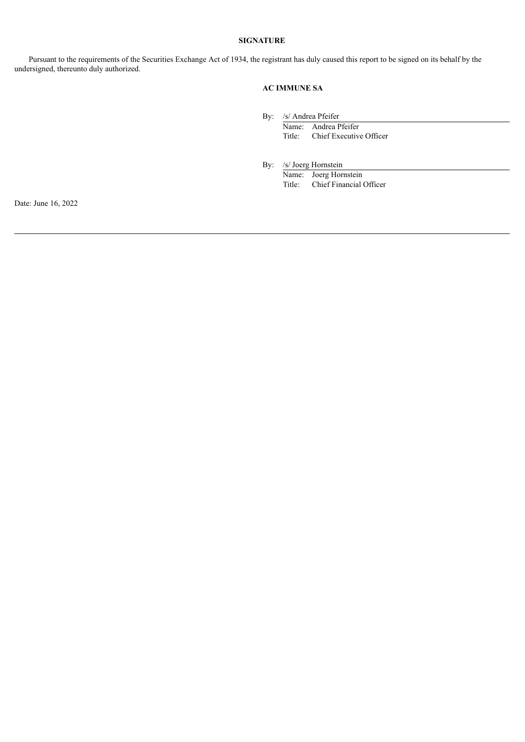**SIGNATURE**

Pursuant to the requirements of the Securities Exchange Act of 1934, the registrant has duly caused this report to be signed on its behalf by the undersigned, thereunto duly authorized.

**AC IMMUNE SA**

By: /s/ Andrea Pfeifer
Name: Andrea Pfeifer
Title: Chief Executive Officer

By: /s/ Joerg Hornstein
Name: Joerg Hornstein
Title: Chief Financial Officer

Date: June 16, 2022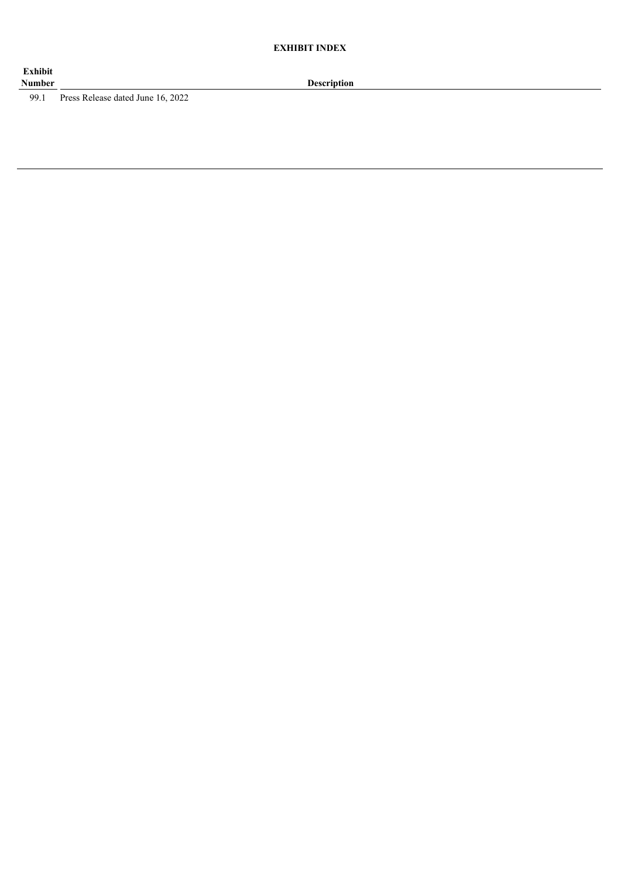## EXHIBIT INDEX

| Exhibit Number | Description |
| --- | --- |
| 99.1 | Press Release dated June 16, 2022 |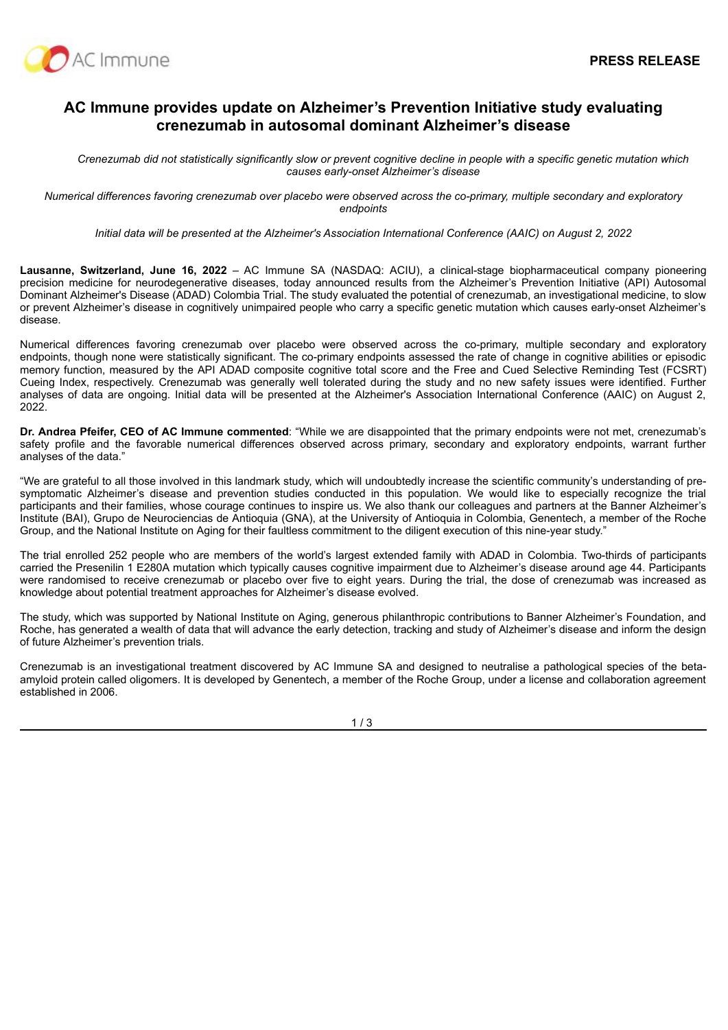**PRESS RELEASE**

# AC Immune provides update on Alzheimer's Prevention Initiative study evaluating crenezumab in autosomal dominant Alzheimer's disease

*Crenezumab did not statistically significantly slow or prevent cognitive decline in people with a specific genetic mutation which causes early-onset Alzheimer's disease*

*Numerical differences favoring crenezumab over placebo were observed across the co-primary, multiple secondary and exploratory endpoints*

*Initial data will be presented at the Alzheimer's Association International Conference (AAIC) on August 2, 2022*

**Lausanne, Switzerland, June 16, 2022** – AC Immune SA (NASDAQ: ACIU), a clinical-stage biopharmaceutical company pioneering precision medicine for neurodegenerative diseases, today announced results from the Alzheimer's Prevention Initiative (API) Autosomal Dominant Alzheimer's Disease (ADAD) Colombia Trial. The study evaluated the potential of crenezumab, an investigational medicine, to slow or prevent Alzheimer's disease in cognitively unimpaired people who carry a specific genetic mutation which causes early-onset Alzheimer's disease.

Numerical differences favoring crenezumab over placebo were observed across the co-primary, multiple secondary and exploratory endpoints, though none were statistically significant. The co-primary endpoints assessed the rate of change in cognitive abilities or episodic memory function, measured by the API ADAD composite cognitive total score and the Free and Cued Selective Reminding Test (FCSRT) Cueing Index, respectively. Crenezumab was generally well tolerated during the study and no new safety issues were identified. Further analyses of data are ongoing. Initial data will be presented at the Alzheimer's Association International Conference (AAIC) on August 2, 2022.

**Dr. Andrea Pfeifer, CEO of AC Immune commented**: "While we are disappointed that the primary endpoints were not met, crenezumab's safety profile and the favorable numerical differences observed across primary, secondary and exploratory endpoints, warrant further analyses of the data."

"We are grateful to all those involved in this landmark study, which will undoubtedly increase the scientific community's understanding of pre-symptomatic Alzheimer's disease and prevention studies conducted in this population. We would like to especially recognize the trial participants and their families, whose courage continues to inspire us. We also thank our colleagues and partners at the Banner Alzheimer's Institute (BAI), Grupo de Neurociencias de Antioquia (GNA), at the University of Antioquia in Colombia, Genentech, a member of the Roche Group, and the National Institute on Aging for their faultless commitment to the diligent execution of this nine-year study."

The trial enrolled 252 people who are members of the world's largest extended family with ADAD in Colombia. Two-thirds of participants carried the Presenilin 1 E280A mutation which typically causes cognitive impairment due to Alzheimer's disease around age 44. Participants were randomised to receive crenezumab or placebo over five to eight years. During the trial, the dose of crenezumab was increased as knowledge about potential treatment approaches for Alzheimer's disease evolved.

The study, which was supported by National Institute on Aging, generous philanthropic contributions to Banner Alzheimer's Foundation, and Roche, has generated a wealth of data that will advance the early detection, tracking and study of Alzheimer's disease and inform the design of future Alzheimer's prevention trials.

Crenezumab is an investigational treatment discovered by AC Immune SA and designed to neutralise a pathological species of the beta-amyloid protein called oligomers. It is developed by Genentech, a member of the Roche Group, under a license and collaboration agreement established in 2006.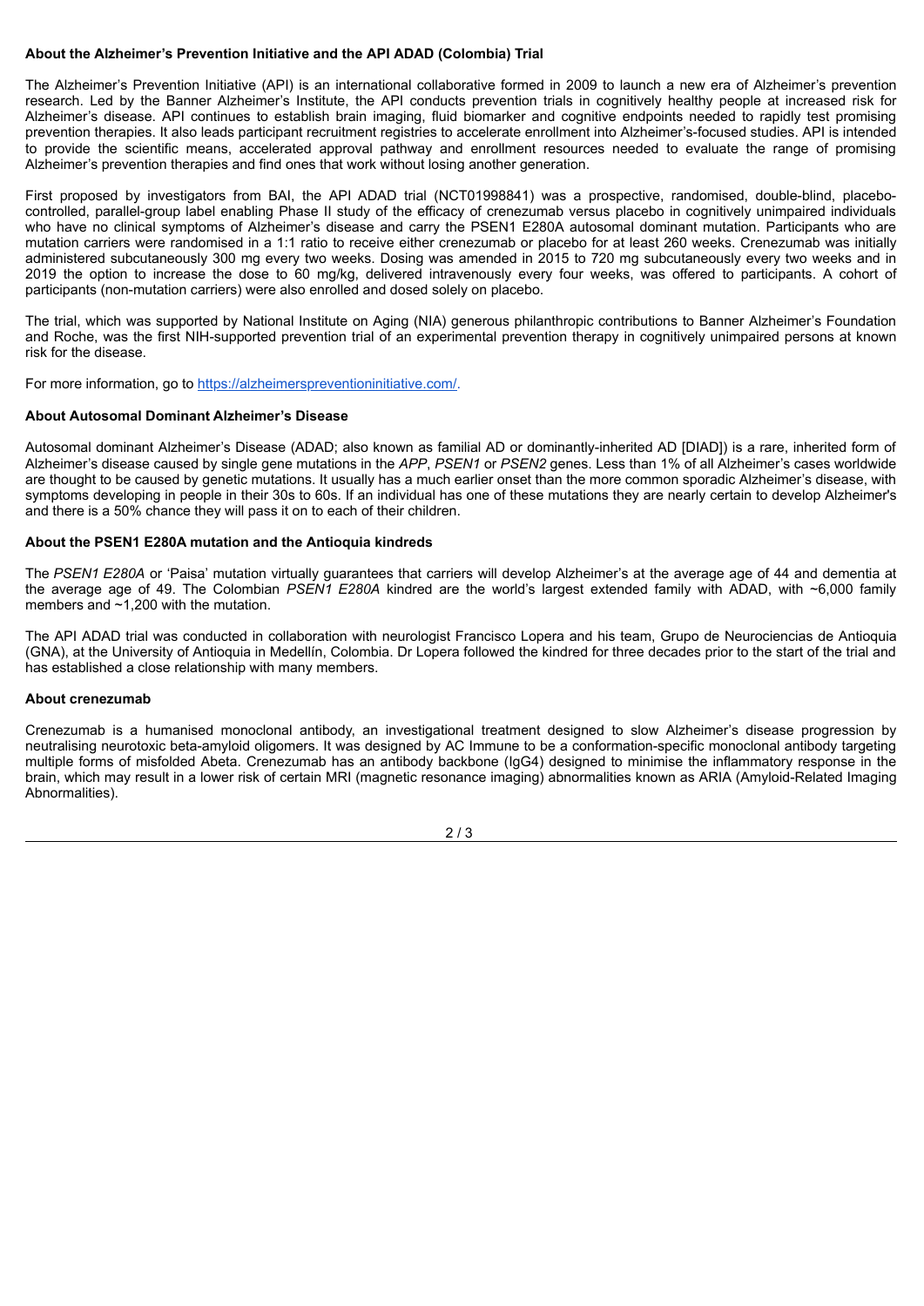**About the Alzheimer's Prevention Initiative and the API ADAD (Colombia) Trial**

The Alzheimer's Prevention Initiative (API) is an international collaborative formed in 2009 to launch a new era of Alzheimer's prevention research. Led by the Banner Alzheimer's Institute, the API conducts prevention trials in cognitively healthy people at increased risk for Alzheimer's disease. API continues to establish brain imaging, fluid biomarker and cognitive endpoints needed to rapidly test promising prevention therapies. It also leads participant recruitment registries to accelerate enrollment into Alzheimer's-focused studies. API is intended to provide the scientific means, accelerated approval pathway and enrollment resources needed to evaluate the range of promising Alzheimer's prevention therapies and find ones that work without losing another generation.

First proposed by investigators from BAI, the API ADAD trial (NCT01998841) was a prospective, randomised, double-blind, placebo-controlled, parallel-group label enabling Phase II study of the efficacy of crenezumab versus placebo in cognitively unimpaired individuals who have no clinical symptoms of Alzheimer's disease and carry the PSEN1 E280A autosomal dominant mutation. Participants who are mutation carriers were randomised in a 1:1 ratio to receive either crenezumab or placebo for at least 260 weeks. Crenezumab was initially administered subcutaneously 300 mg every two weeks. Dosing was amended in 2015 to 720 mg subcutaneously every two weeks and in 2019 the option to increase the dose to 60 mg/kg, delivered intravenously every four weeks, was offered to participants. A cohort of participants (non-mutation carriers) were also enrolled and dosed solely on placebo.

The trial, which was supported by National Institute on Aging (NIA) generous philanthropic contributions to Banner Alzheimer's Foundation and Roche, was the first NIH-supported prevention trial of an experimental prevention therapy in cognitively unimpaired persons at known risk for the disease.

For more information, go to [https://alzheimerspreventioninitiative.com/](https://alzheimerspreventioninitiative.com/).

**About Autosomal Dominant Alzheimer's Disease**

Autosomal dominant Alzheimer's Disease (ADAD; also known as familial AD or dominantly-inherited AD [DIAD]) is a rare, inherited form of Alzheimer's disease caused by single gene mutations in the *APP*, *PSEN1* or *PSEN2* genes. Less than 1% of all Alzheimer's cases worldwide are thought to be caused by genetic mutations. It usually has a much earlier onset than the more common sporadic Alzheimer's disease, with symptoms developing in people in their 30s to 60s. If an individual has one of these mutations they are nearly certain to develop Alzheimer's and there is a 50% chance they will pass it on to each of their children.

**About the PSEN1 E280A mutation and the Antioquia kindreds**

The *PSEN1 E280A* or 'Paisa' mutation virtually guarantees that carriers will develop Alzheimer's at the average age of 44 and dementia at the average age of 49. The Colombian *PSEN1 E280A* kindred are the world's largest extended family with ADAD, with ~6,000 family members and ~1,200 with the mutation.

The API ADAD trial was conducted in collaboration with neurologist Francisco Lopera and his team, Grupo de Neurociencias de Antioquia (GNA), at the University of Antioquia in Medellín, Colombia. Dr Lopera followed the kindred for three decades prior to the start of the trial and has established a close relationship with many members.

**About crenezumab**

Crenezumab is a humanised monoclonal antibody, an investigational treatment designed to slow Alzheimer's disease progression by neutralising neurotoxic beta-amyloid oligomers. It was designed by AC Immune to be a conformation-specific monoclonal antibody targeting multiple forms of misfolded Abeta. Crenezumab has an antibody backbone (IgG4) designed to minimise the inflammatory response in the brain, which may result in a lower risk of certain MRI (magnetic resonance imaging) abnormalities known as ARIA (Amyloid-Related Imaging Abnormalities).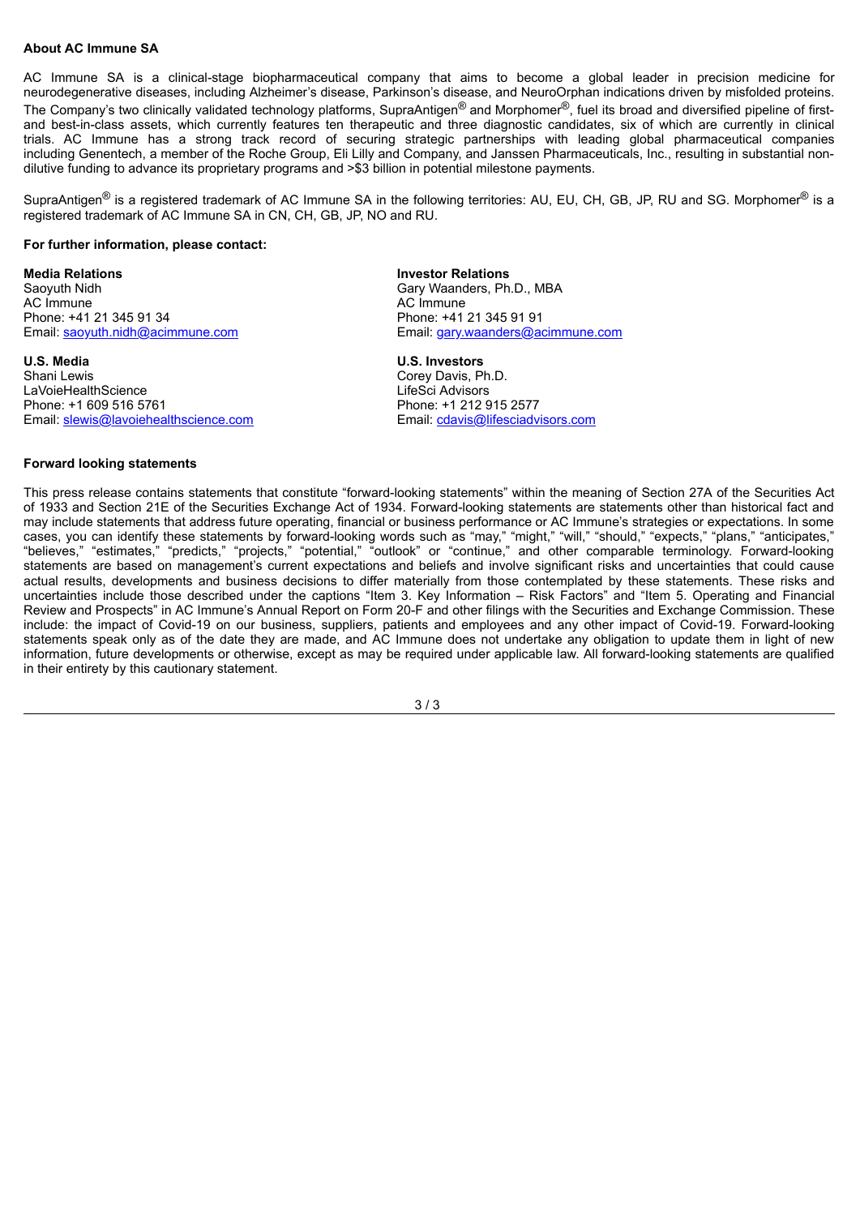**About AC Immune SA**

AC Immune SA is a clinical-stage biopharmaceutical company that aims to become a global leader in precision medicine for neurodegenerative diseases, including Alzheimer's disease, Parkinson's disease, and NeuroOrphan indications driven by misfolded proteins. The Company's two clinically validated technology platforms, SupraAntigen® and Morphomer®, fuel its broad and diversified pipeline of first- and best-in-class assets, which currently features ten therapeutic and three diagnostic candidates, six of which are currently in clinical trials. AC Immune has a strong track record of securing strategic partnerships with leading global pharmaceutical companies including Genentech, a member of the Roche Group, Eli Lilly and Company, and Janssen Pharmaceuticals, Inc., resulting in substantial non-dilutive funding to advance its proprietary programs and >$3 billion in potential milestone payments.

SupraAntigen® is a registered trademark of AC Immune SA in the following territories: AU, EU, CH, GB, JP, RU and SG. Morphomer® is a registered trademark of AC Immune SA in CN, CH, GB, JP, NO and RU.

**For further information, please contact:**

**Media Relations**
Saoyuth Nidh
AC Immune
Phone: +41 21 345 91 34
Email: saoyuth.nidh@acimmune.com

**Investor Relations**
Gary Waanders, Ph.D., MBA
AC Immune
Phone: +41 21 345 91 91
Email: gary.waanders@acimmune.com

**U.S. Media**
Shani Lewis
LaVoieHealthScience
Phone: +1 609 516 5761
Email: slewis@lavoiehealthscience.com

**U.S. Investors**
Corey Davis, Ph.D.
LifeSci Advisors
Phone: +1 212 915 2577
Email: cdavis@lifesciadvisors.com

**Forward looking statements**

This press release contains statements that constitute "forward-looking statements" within the meaning of Section 27A of the Securities Act of 1933 and Section 21E of the Securities Exchange Act of 1934. Forward-looking statements are statements other than historical fact and may include statements that address future operating, financial or business performance or AC Immune's strategies or expectations. In some cases, you can identify these statements by forward-looking words such as "may," "might," "will," "should," "expects," "plans," "anticipates," "believes," "estimates," "predicts," "projects," "potential," "outlook" or "continue," and other comparable terminology. Forward-looking statements are based on management's current expectations and beliefs and involve significant risks and uncertainties that could cause actual results, developments and business decisions to differ materially from those contemplated by these statements. These risks and uncertainties include those described under the captions "Item 3. Key Information – Risk Factors" and "Item 5. Operating and Financial Review and Prospects" in AC Immune's Annual Report on Form 20-F and other filings with the Securities and Exchange Commission. These include: the impact of Covid-19 on our business, suppliers, patients and employees and any other impact of Covid-19. Forward-looking statements speak only as of the date they are made, and AC Immune does not undertake any obligation to update them in light of new information, future developments or otherwise, except as may be required under applicable law. All forward-looking statements are qualified in their entirety by this cautionary statement.